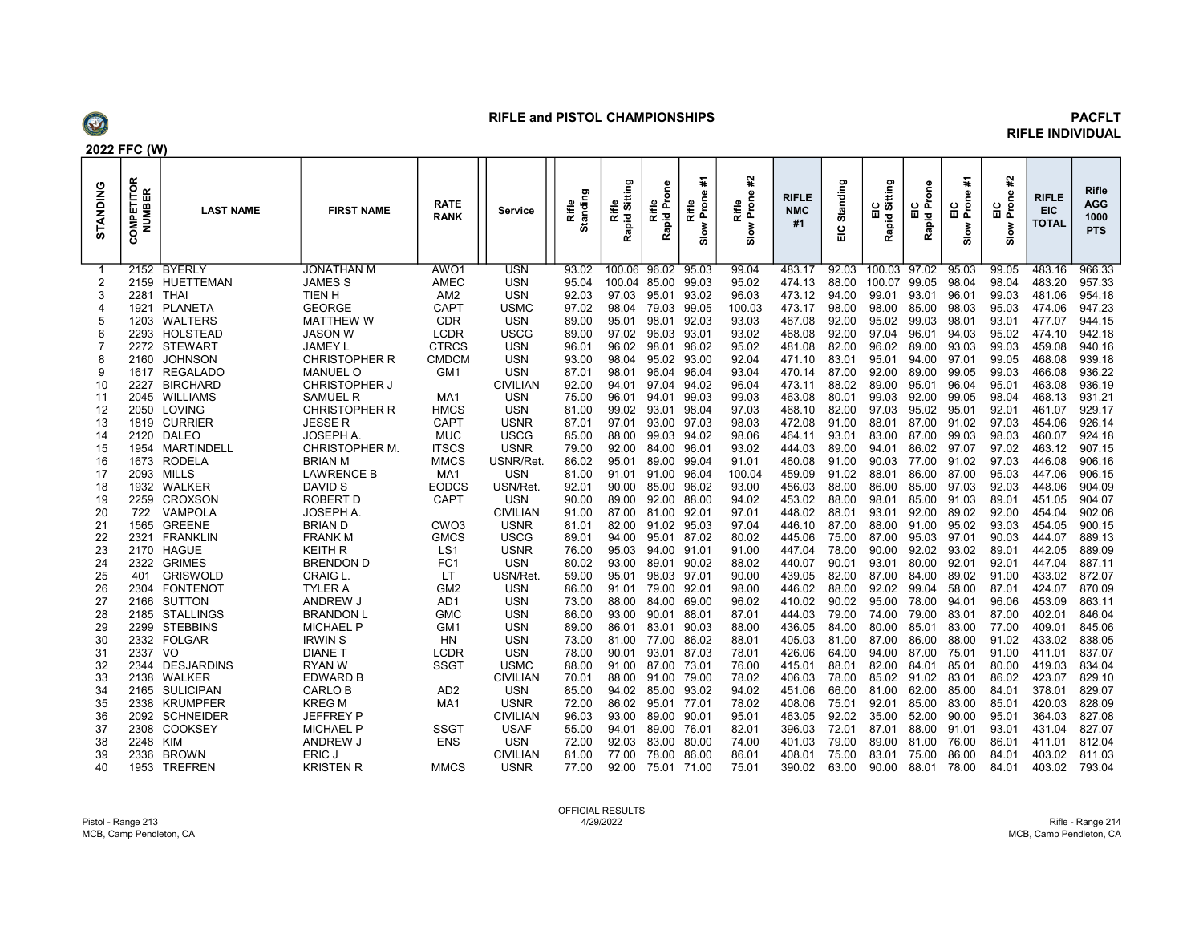# RIFLE and PISTOL CHAMPIONSHIPS

## PACFLT RIFLE INDIVIDUAL

**2022 FFC (W)**

| STANDING | COMPETITOR NUMBER | LAST NAME | FIRST NAME | RATE RANK | Service | Rifle Standing | Rifle Rapid Sitting | Rifle Rapid Prone | Rifle Slow Prone #1 | Rifle Slow Prone #2 | RIFLE NMC #1 | EIC Standing | EIC Rapid Sitting | EIC Rapid Prone | EIC Slow Prone #1 | EIC Slow Prone #2 | RIFLE EIC TOTAL | Rifle AGG 1000 PTS |
|---|---|---|---|---|---|---|---|---|---|---|---|---|---|---|---|---|---|---|
| 1 | 2152 | BYERLY | JONATHAN M | AWO1 | USN | 93.02 | 100.06 | 96.02 | 95.03 | 99.04 | 483.17 | 92.03 | 100.03 | 97.02 | 95.03 | 99.05 | 483.16 | 966.33 |
| 2 | 2159 | HUETTEMAN | JAMES S | AMEC | USN | 95.04 | 100.04 | 85.00 | 99.03 | 95.02 | 474.13 | 88.00 | 100.07 | 99.05 | 98.04 | 98.04 | 483.20 | 957.33 |
| 3 | 2281 | THAI | TIEN H | AM2 | USN | 92.03 | 97.03 | 95.01 | 93.02 | 96.03 | 473.12 | 94.00 | 99.01 | 93.01 | 96.01 | 99.03 | 481.06 | 954.18 |
| 4 | 1921 | PLANETA | GEORGE | CAPT | USMC | 97.02 | 98.04 | 79.03 | 99.05 | 100.03 | 473.17 | 98.00 | 98.00 | 85.00 | 98.03 | 95.03 | 474.06 | 947.23 |
| 5 | 1203 | WALTERS | MATTHEW W | CDR | USN | 89.00 | 95.01 | 98.01 | 92.03 | 93.03 | 467.08 | 92.00 | 95.02 | 99.03 | 98.01 | 93.01 | 477.07 | 944.15 |
| 6 | 2293 | HOLSTEAD | JASON W | LCDR | USCG | 89.00 | 97.02 | 96.03 | 93.01 | 93.02 | 468.08 | 92.00 | 97.04 | 96.01 | 94.03 | 95.02 | 474.10 | 942.18 |
| 7 | 2272 | STEWART | JAMEY L | CTRCS | USN | 96.01 | 96.02 | 98.01 | 96.02 | 95.02 | 481.08 | 82.00 | 96.02 | 89.00 | 93.03 | 99.03 | 459.08 | 940.16 |
| 8 | 2160 | JOHNSON | CHRISTOPHER R | CMDCM | USN | 93.00 | 98.04 | 95.02 | 93.00 | 92.04 | 471.10 | 83.01 | 95.01 | 94.00 | 97.01 | 99.05 | 468.08 | 939.18 |
| 9 | 1617 | REGALADO | MANUEL O | GM1 | USN | 87.01 | 98.01 | 96.04 | 96.04 | 93.04 | 470.14 | 87.00 | 92.00 | 89.00 | 99.05 | 99.03 | 466.08 | 936.22 |
| 10 | 2227 | BIRCHARD | CHRISTOPHER J | | CIVILIAN | 92.00 | 94.01 | 97.04 | 94.02 | 96.04 | 473.11 | 88.02 | 89.00 | 95.01 | 96.04 | 95.01 | 463.08 | 936.19 |
| 11 | 2045 | WILLIAMS | SAMUEL R | MA1 | USN | 75.00 | 96.01 | 94.01 | 99.03 | 99.03 | 463.08 | 80.01 | 99.03 | 92.00 | 99.05 | 98.04 | 468.13 | 931.21 |
| 12 | 2050 | LOVING | CHRISTOPHER R | HMCS | USN | 81.00 | 99.02 | 93.01 | 98.04 | 97.03 | 468.10 | 82.00 | 97.03 | 95.02 | 95.01 | 92.01 | 461.07 | 929.17 |
| 13 | 1819 | CURRIER | JESSE R | CAPT | USNR | 87.01 | 97.01 | 93.00 | 97.03 | 98.03 | 472.08 | 91.00 | 88.01 | 87.00 | 91.02 | 97.03 | 454.06 | 926.14 |
| 14 | 2120 | DALEO | JOSEPH A. | MUC | USCG | 85.00 | 88.00 | 99.03 | 94.02 | 98.06 | 464.11 | 93.01 | 83.00 | 87.00 | 99.03 | 98.03 | 460.07 | 924.18 |
| 15 | 1954 | MARTINDELL | CHRISTOPHER M. | ITSCS | USNR | 79.00 | 92.00 | 84.00 | 96.01 | 93.02 | 444.03 | 89.00 | 94.01 | 86.02 | 97.07 | 97.02 | 463.12 | 907.15 |
| 16 | 1673 | RODELA | BRIAN M | MMCS | USNR/Ret. | 86.02 | 95.01 | 89.00 | 99.04 | 91.01 | 460.08 | 91.00 | 90.03 | 77.00 | 91.02 | 97.03 | 446.08 | 906.16 |
| 17 | 2093 | MILLS | LAWRENCE B | MA1 | USN | 81.00 | 91.01 | 91.00 | 96.04 | 100.04 | 459.09 | 91.02 | 88.01 | 86.00 | 87.00 | 95.03 | 447.06 | 906.15 |
| 18 | 1932 | WALKER | DAVID S | EODCS | USN/Ret. | 92.01 | 90.00 | 85.00 | 96.02 | 93.00 | 456.03 | 88.00 | 86.00 | 85.00 | 97.03 | 92.03 | 448.06 | 904.09 |
| 19 | 2259 | CROXSON | ROBERT D | CAPT | USN | 90.00 | 89.00 | 92.00 | 88.00 | 94.02 | 453.02 | 88.00 | 98.01 | 85.00 | 91.03 | 89.01 | 451.05 | 904.07 |
| 20 | 722 | VAMPOLA | JOSEPH A. | | CIVILIAN | 91.00 | 87.00 | 81.00 | 92.01 | 97.01 | 448.02 | 88.01 | 93.01 | 92.00 | 89.02 | 92.00 | 454.04 | 902.06 |
| 21 | 1565 | GREENE | BRIAN D | CWO3 | USNR | 81.01 | 82.00 | 91.02 | 95.03 | 97.04 | 446.10 | 87.00 | 88.00 | 91.00 | 95.02 | 93.03 | 454.05 | 900.15 |
| 22 | 2321 | FRANKLIN | FRANK M | GMCS | USCG | 89.01 | 94.00 | 95.01 | 87.02 | 80.02 | 445.06 | 75.00 | 87.00 | 95.03 | 97.01 | 90.03 | 444.07 | 889.13 |
| 23 | 2170 | HAGUE | KEITH R | LS1 | USNR | 76.00 | 95.03 | 94.00 | 91.01 | 91.00 | 447.04 | 78.00 | 90.00 | 92.02 | 93.02 | 89.01 | 442.05 | 889.09 |
| 24 | 2322 | GRIMES | BRENDON D | FC1 | USN | 80.02 | 93.00 | 89.01 | 90.02 | 88.02 | 440.07 | 90.01 | 93.01 | 80.00 | 92.01 | 92.01 | 447.04 | 887.11 |
| 25 | 401 | GRISWOLD | CRAIG L. | LT | USN/Ret. | 59.00 | 95.01 | 98.03 | 97.01 | 90.00 | 439.05 | 82.00 | 87.00 | 84.00 | 89.02 | 91.00 | 433.02 | 872.07 |
| 26 | 2304 | FONTENOT | TYLER A | GM2 | USN | 86.00 | 91.01 | 79.00 | 92.01 | 98.00 | 446.02 | 88.00 | 92.02 | 99.04 | 58.00 | 87.01 | 424.07 | 870.09 |
| 27 | 2166 | SUTTON | ANDREW J | AD1 | USN | 73.00 | 88.00 | 84.00 | 69.00 | 96.02 | 410.02 | 90.02 | 95.00 | 78.00 | 94.01 | 96.06 | 453.09 | 863.11 |
| 28 | 2185 | STALLINGS | BRANDON L | GMC | USN | 86.00 | 93.00 | 90.01 | 88.01 | 87.01 | 444.03 | 79.00 | 74.00 | 79.00 | 83.01 | 87.00 | 402.01 | 846.04 |
| 29 | 2299 | STEBBINS | MICHAEL P | GM1 | USN | 89.00 | 86.01 | 83.01 | 90.03 | 88.00 | 436.05 | 84.00 | 80.00 | 85.01 | 83.00 | 77.00 | 409.01 | 845.06 |
| 30 | 2332 | FOLGAR | IRWIN S | HN | USN | 73.00 | 81.00 | 77.00 | 86.02 | 88.01 | 405.03 | 81.00 | 87.00 | 86.00 | 88.00 | 91.02 | 433.02 | 838.05 |
| 31 | 2337 | VO | DIANE T | LCDR | USN | 78.00 | 90.01 | 93.01 | 87.03 | 78.01 | 426.06 | 64.00 | 94.00 | 87.00 | 75.01 | 91.00 | 411.01 | 837.07 |
| 32 | 2344 | DESJARDINS | RYAN W | SSGT | USMC | 88.00 | 91.00 | 87.00 | 73.01 | 76.00 | 415.01 | 88.01 | 82.00 | 84.01 | 85.01 | 80.00 | 419.03 | 834.04 |
| 33 | 2138 | WALKER | EDWARD B | | CIVILIAN | 70.01 | 88.00 | 91.00 | 79.00 | 78.02 | 406.03 | 78.00 | 85.02 | 91.02 | 83.01 | 86.02 | 423.07 | 829.10 |
| 34 | 2165 | SULICIPAN | CARLO B | AD2 | USN | 85.00 | 94.02 | 85.00 | 93.02 | 94.02 | 451.06 | 66.00 | 81.00 | 62.00 | 85.00 | 84.01 | 378.01 | 829.07 |
| 35 | 2338 | KRUMPFER | KREG M | MA1 | USNR | 72.00 | 86.02 | 95.01 | 77.01 | 78.02 | 408.06 | 75.01 | 92.01 | 85.00 | 83.00 | 85.01 | 420.03 | 828.09 |
| 36 | 2092 | SCHNEIDER | JEFFREY P | | CIVILIAN | 96.03 | 93.00 | 89.00 | 90.01 | 95.01 | 463.05 | 92.02 | 35.00 | 52.00 | 90.00 | 95.01 | 364.03 | 827.08 |
| 37 | 2308 | COOKSEY | MICHAEL P | SSGT | USAF | 55.00 | 94.01 | 89.00 | 76.01 | 82.01 | 396.03 | 72.01 | 87.01 | 88.00 | 91.01 | 93.01 | 431.04 | 827.07 |
| 38 | 2248 | KIM | ANDREW J | ENS | USN | 72.00 | 92.03 | 83.00 | 80.00 | 74.00 | 401.03 | 79.00 | 89.00 | 81.00 | 76.00 | 86.01 | 411.01 | 812.04 |
| 39 | 2336 | BROWN | ERIC J | | CIVILIAN | 81.00 | 77.00 | 78.00 | 86.00 | 86.01 | 408.01 | 75.00 | 83.01 | 75.00 | 86.00 | 84.01 | 403.02 | 811.03 |
| 40 | 1953 | TREFREN | KRISTEN R | MMCS | USNR | 77.00 | 92.00 | 75.01 | 71.00 | 75.01 | 390.02 | 63.00 | 90.00 | 88.01 | 78.00 | 84.01 | 403.02 | 793.04 |

OFFICIAL RESULTS
4/29/2022

Pistol - Range 213
MCB, Camp Pendleton, CA

Rifle - Range 214
MCB, Camp Pendleton, CA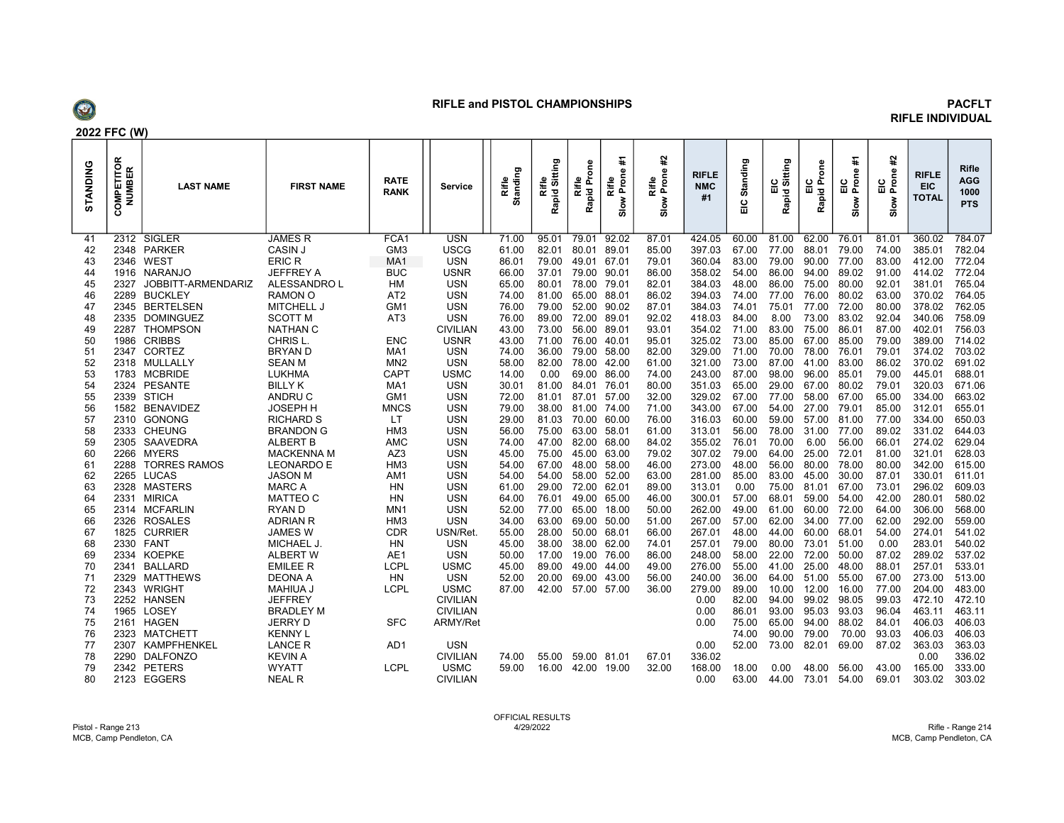# RIFLE and PISTOL CHAMPIONSHIPS

## PACFLT RIFLE INDIVIDUAL

**2022 FFC (W)**

| STANDING | COMPETITOR NUMBER | LAST NAME | FIRST NAME | RATE RANK | Service | Rifle Standing | Rifle Rapid Sitting | Rifle Rapid Prone | Rifle Slow Prone #1 | Rifle Slow Prone #2 | RIFLE NMC #1 | EIC Standing | EIC Rapid Sitting | EIC Rapid Prone | EIC Slow Prone #1 | EIC Slow Prone #2 | RIFLE EIC TOTAL | Rifle AGG 1000 PTS |
|---|---|---|---|---|---|---|---|---|---|---|---|---|---|---|---|---|---|---|
| 41 | 2312 | SIGLER | JAMES R | FCA1 | USN | 71.00 | 95.01 | 79.01 | 92.02 | 87.01 | 424.05 | 60.00 | 81.00 | 62.00 | 76.01 | 81.01 | 360.02 | 784.07 |
| 42 | 2348 | PARKER | CASIN J | GM3 | USCG | 61.00 | 82.01 | 80.01 | 89.01 | 85.00 | 397.03 | 67.00 | 77.00 | 88.01 | 79.00 | 74.00 | 385.01 | 782.04 |
| 43 | 2346 | WEST | ERIC R | MA1 | USN | 86.01 | 79.00 | 49.01 | 67.01 | 79.01 | 360.04 | 83.00 | 79.00 | 90.00 | 77.00 | 83.00 | 412.00 | 772.04 |
| 44 | 1916 | NARANJO | JEFFREY A | BUC | USNR | 66.00 | 37.01 | 79.00 | 90.01 | 86.00 | 358.02 | 54.00 | 86.00 | 94.00 | 89.02 | 91.00 | 414.02 | 772.04 |
| 45 | 2327 | JOBBITT-ARMENDARIZ | ALESSANDRO L | HM | USN | 65.00 | 80.01 | 78.00 | 79.01 | 82.01 | 384.03 | 48.00 | 86.00 | 75.00 | 80.00 | 92.01 | 381.01 | 765.04 |
| 46 | 2289 | BUCKLEY | RAMON O | AT2 | USN | 74.00 | 81.00 | 65.00 | 88.01 | 86.02 | 394.03 | 74.00 | 77.00 | 76.00 | 80.02 | 63.00 | 370.02 | 764.05 |
| 47 | 2345 | BERTELSEN | MITCHELL J | GM1 | USN | 76.00 | 79.00 | 52.00 | 90.02 | 87.01 | 384.03 | 74.01 | 75.01 | 77.00 | 72.00 | 80.00 | 378.02 | 762.05 |
| 48 | 2335 | DOMINGUEZ | SCOTT M | AT3 | USN | 76.00 | 89.00 | 72.00 | 89.01 | 92.02 | 418.03 | 84.00 | 8.00 | 73.00 | 83.02 | 92.04 | 340.06 | 758.09 |
| 49 | 2287 | THOMPSON | NATHAN C | | CIVILIAN | 43.00 | 73.00 | 56.00 | 89.01 | 93.01 | 354.02 | 71.00 | 83.00 | 75.00 | 86.01 | 87.00 | 402.01 | 756.03 |
| 50 | 1986 | CRIBBS | CHRIS L. | ENC | USNR | 43.00 | 71.00 | 76.00 | 40.01 | 95.01 | 325.02 | 73.00 | 85.00 | 67.00 | 85.00 | 79.00 | 389.00 | 714.02 |
| 51 | 2347 | CORTEZ | BRYAN D | MA1 | USN | 74.00 | 36.00 | 79.00 | 58.00 | 82.00 | 329.00 | 71.00 | 70.00 | 78.00 | 76.01 | 79.01 | 374.02 | 703.02 |
| 52 | 2318 | MULLALLY | SEAN M | MN2 | USN | 58.00 | 82.00 | 78.00 | 42.00 | 61.00 | 321.00 | 73.00 | 87.00 | 41.00 | 83.00 | 86.02 | 370.02 | 691.02 |
| 53 | 1783 | MCBRIDE | LUKHMA | CAPT | USMC | 14.00 | 0.00 | 69.00 | 86.00 | 74.00 | 243.00 | 87.00 | 98.00 | 96.00 | 85.01 | 79.00 | 445.01 | 688.01 |
| 54 | 2324 | PESANTE | BILLY K | MA1 | USN | 30.01 | 81.00 | 84.01 | 76.01 | 80.00 | 351.03 | 65.00 | 29.00 | 67.00 | 80.02 | 79.01 | 320.03 | 671.06 |
| 55 | 2339 | STICH | ANDRU C | GM1 | USN | 72.00 | 81.01 | 87.01 | 57.00 | 32.00 | 329.02 | 67.00 | 77.00 | 58.00 | 67.00 | 65.00 | 334.00 | 663.02 |
| 56 | 1582 | BENAVIDEZ | JOSEPH H | MNCS | USN | 79.00 | 38.00 | 81.00 | 74.00 | 71.00 | 343.00 | 67.00 | 54.00 | 27.00 | 79.01 | 85.00 | 312.01 | 655.01 |
| 57 | 2310 | GONONG | RICHARD S | LT | USN | 29.00 | 81.03 | 70.00 | 60.00 | 76.00 | 316.03 | 60.00 | 59.00 | 57.00 | 81.00 | 77.00 | 334.00 | 650.03 |
| 58 | 2333 | CHEUNG | BRANDON G | HM3 | USN | 56.00 | 75.00 | 63.00 | 58.01 | 61.00 | 313.01 | 56.00 | 78.00 | 31.00 | 77.00 | 89.02 | 331.02 | 644.03 |
| 59 | 2305 | SAAVEDRA | ALBERT B | AMC | USN | 74.00 | 47.00 | 82.00 | 68.00 | 84.02 | 355.02 | 76.01 | 70.00 | 6.00 | 56.00 | 66.01 | 274.02 | 629.04 |
| 60 | 2266 | MYERS | MACKENNA M | AZ3 | USN | 45.00 | 75.00 | 45.00 | 63.00 | 79.02 | 307.02 | 79.00 | 64.00 | 25.00 | 72.01 | 81.00 | 321.01 | 628.03 |
| 61 | 2288 | TORRES RAMOS | LEONARDO E | HM3 | USN | 54.00 | 67.00 | 48.00 | 58.00 | 46.00 | 273.00 | 48.00 | 56.00 | 80.00 | 78.00 | 80.00 | 342.00 | 615.00 |
| 62 | 2265 | LUCAS | JASON M | AM1 | USN | 54.00 | 54.00 | 58.00 | 52.00 | 63.00 | 281.00 | 85.00 | 83.00 | 45.00 | 30.00 | 87.01 | 330.01 | 611.01 |
| 63 | 2328 | MASTERS | MARC A | HN | USN | 61.00 | 29.00 | 72.00 | 62.01 | 89.00 | 313.01 | 0.00 | 75.00 | 81.01 | 67.00 | 73.01 | 296.02 | 609.03 |
| 64 | 2331 | MIRICA | MATTEO C | HN | USN | 64.00 | 76.01 | 49.00 | 65.00 | 46.00 | 300.01 | 57.00 | 68.01 | 59.00 | 54.00 | 42.00 | 280.01 | 580.02 |
| 65 | 2314 | MCFARLIN | RYAN D | MN1 | USN | 52.00 | 77.00 | 65.00 | 18.00 | 50.00 | 262.00 | 49.00 | 61.00 | 60.00 | 72.00 | 64.00 | 306.00 | 568.00 |
| 66 | 2326 | ROSALES | ADRIAN R | HM3 | USN | 34.00 | 63.00 | 69.00 | 50.00 | 51.00 | 267.00 | 57.00 | 62.00 | 34.00 | 77.00 | 62.00 | 292.00 | 559.00 |
| 67 | 1825 | CURRIER | JAMES W | CDR | USN/Ret. | 55.00 | 28.00 | 50.00 | 68.01 | 66.00 | 267.01 | 48.00 | 44.00 | 60.00 | 68.01 | 54.00 | 274.01 | 541.02 |
| 68 | 2330 | FANT | MICHAEL J. | HN | USN | 45.00 | 38.00 | 38.00 | 62.00 | 74.01 | 257.01 | 79.00 | 80.00 | 73.01 | 51.00 | 0.00 | 283.01 | 540.02 |
| 69 | 2334 | KOEPKE | ALBERT W | AE1 | USN | 50.00 | 17.00 | 19.00 | 76.00 | 86.00 | 248.00 | 58.00 | 22.00 | 72.00 | 50.00 | 87.02 | 289.02 | 537.02 |
| 70 | 2341 | BALLARD | EMILEE R | LCPL | USMC | 45.00 | 89.00 | 49.00 | 44.00 | 49.00 | 276.00 | 55.00 | 41.00 | 25.00 | 48.00 | 88.01 | 257.01 | 533.01 |
| 71 | 2329 | MATTHEWS | DEONA A | HN | USN | 52.00 | 20.00 | 69.00 | 43.00 | 56.00 | 240.00 | 36.00 | 64.00 | 51.00 | 55.00 | 67.00 | 273.00 | 513.00 |
| 72 | 2343 | WRIGHT | MAHIUA J | LCPL | USMC | 87.00 | 42.00 | 57.00 | 57.00 | 36.00 | 279.00 | 89.00 | 10.00 | 12.00 | 16.00 | 77.00 | 204.00 | 483.00 |
| 73 | 2252 | HANSEN | JEFFREY | | CIVILIAN | | | | | | 0.00 | 82.00 | 94.00 | 99.02 | 98.05 | 99.03 | 472.10 | 472.10 |
| 74 | 1965 | LOSEY | BRADLEY M | | CIVILIAN | | | | | | 0.00 | 86.01 | 93.00 | 95.03 | 93.03 | 96.04 | 463.11 | 463.11 |
| 75 | 2161 | HAGEN | JERRY D | SFC | ARMY/Ret | | | | | | 0.00 | 75.00 | 65.00 | 94.00 | 88.02 | 84.01 | 406.03 | 406.03 |
| 76 | 2323 | MATCHETT | KENNY L | | | | | | | | | 74.00 | 90.00 | 79.00 | 70.00 | 93.03 | 406.03 | 406.03 |
| 77 | 2307 | KAMPFHENKEL | LANCE R | AD1 | USN | | | | | | 0.00 | 52.00 | 73.00 | 82.01 | 69.00 | 87.02 | 363.03 | 363.03 |
| 78 | 2290 | DALFONZO | KEVIN A | | CIVILIAN | 74.00 | 55.00 | 59.00 | 81.01 | 67.01 | 336.02 | | | | | | 0.00 | 336.02 |
| 79 | 2342 | PETERS | WYATT | LCPL | USMC | 59.00 | 16.00 | 42.00 | 19.00 | 32.00 | 168.00 | 18.00 | 0.00 | 48.00 | 56.00 | 43.00 | 165.00 | 333.00 |
| 80 | 2123 | EGGERS | NEAL R | | CIVILIAN | | | | | | 0.00 | 63.00 | 44.00 | 73.01 | 54.00 | 69.01 | 303.02 | 303.02 |

OFFICIAL RESULTS
4/29/2022

Pistol - Range 213
MCB, Camp Pendleton, CA

Rifle - Range 214
MCB, Camp Pendleton, CA